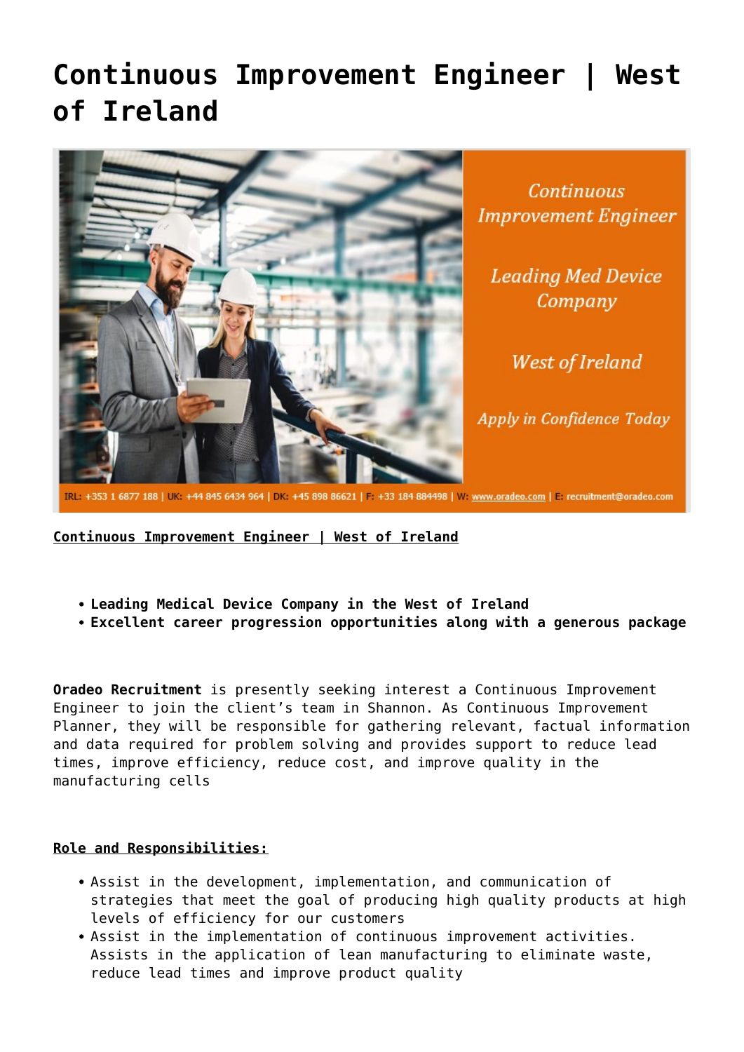# Continuous Improvement Engineer | West of Ireland

**Continuous Improvement Engineer | West of Ireland**

- **Leading Medical Device Company in the West of Ireland**
- **Excellent career progression opportunities along with a generous package**

**Oradeo Recruitment** is presently seeking interest a Continuous Improvement Engineer to join the client's team in Shannon. As Continuous Improvement Planner, they will be responsible for gathering relevant, factual information and data required for problem solving and provides support to reduce lead times, improve efficiency, reduce cost, and improve quality in the manufacturing cells

**Role and Responsibilities:**

- Assist in the development, implementation, and communication of strategies that meet the goal of producing high quality products at high levels of efficiency for our customers
- Assist in the implementation of continuous improvement activities. Assists in the application of lean manufacturing to eliminate waste, reduce lead times and improve product quality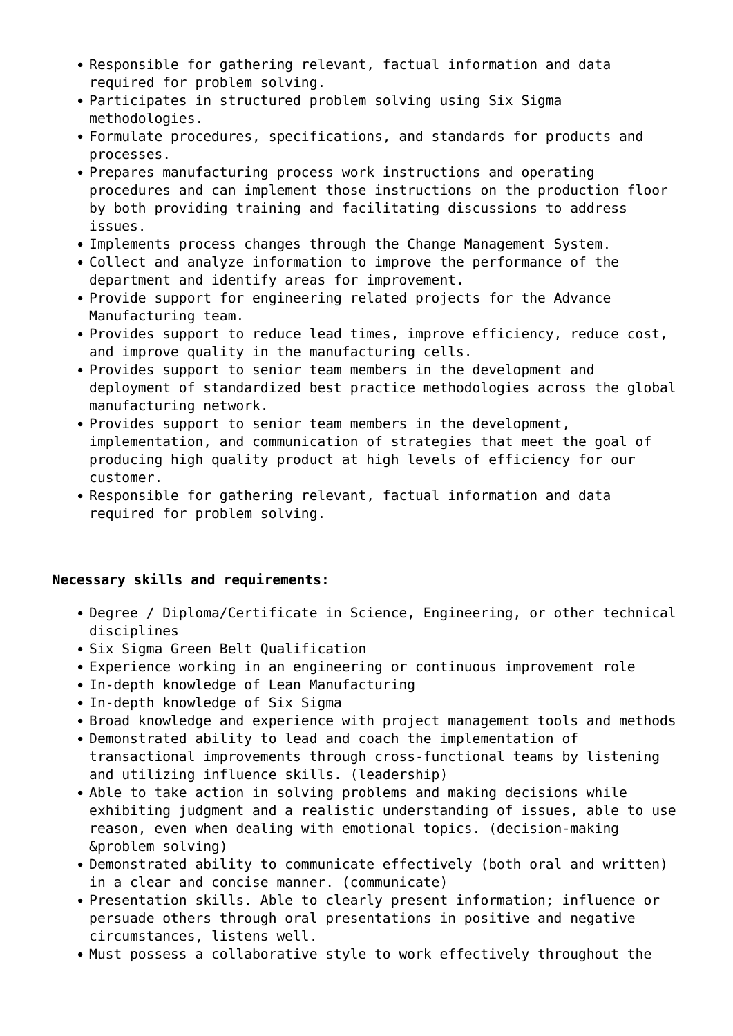- Responsible for gathering relevant, factual information and data required for problem solving.
- Participates in structured problem solving using Six Sigma methodologies.
- Formulate procedures, specifications, and standards for products and processes.
- Prepares manufacturing process work instructions and operating procedures and can implement those instructions on the production floor by both providing training and facilitating discussions to address issues.
- Implements process changes through the Change Management System.
- Collect and analyze information to improve the performance of the department and identify areas for improvement.
- Provide support for engineering related projects for the Advance Manufacturing team.
- Provides support to reduce lead times, improve efficiency, reduce cost, and improve quality in the manufacturing cells.
- Provides support to senior team members in the development and deployment of standardized best practice methodologies across the global manufacturing network.
- Provides support to senior team members in the development, implementation, and communication of strategies that meet the goal of producing high quality product at high levels of efficiency for our customer.
- Responsible for gathering relevant, factual information and data required for problem solving.

**Necessary skills and requirements:**

- Degree / Diploma/Certificate in Science, Engineering, or other technical disciplines
- Six Sigma Green Belt Qualification
- Experience working in an engineering or continuous improvement role
- In-depth knowledge of Lean Manufacturing
- In-depth knowledge of Six Sigma
- Broad knowledge and experience with project management tools and methods
- Demonstrated ability to lead and coach the implementation of transactional improvements through cross-functional teams by listening and utilizing influence skills. (leadership)
- Able to take action in solving problems and making decisions while exhibiting judgment and a realistic understanding of issues, able to use reason, even when dealing with emotional topics. (decision-making &problem solving)
- Demonstrated ability to communicate effectively (both oral and written) in a clear and concise manner. (communicate)
- Presentation skills. Able to clearly present information; influence or persuade others through oral presentations in positive and negative circumstances, listens well.
- Must possess a collaborative style to work effectively throughout the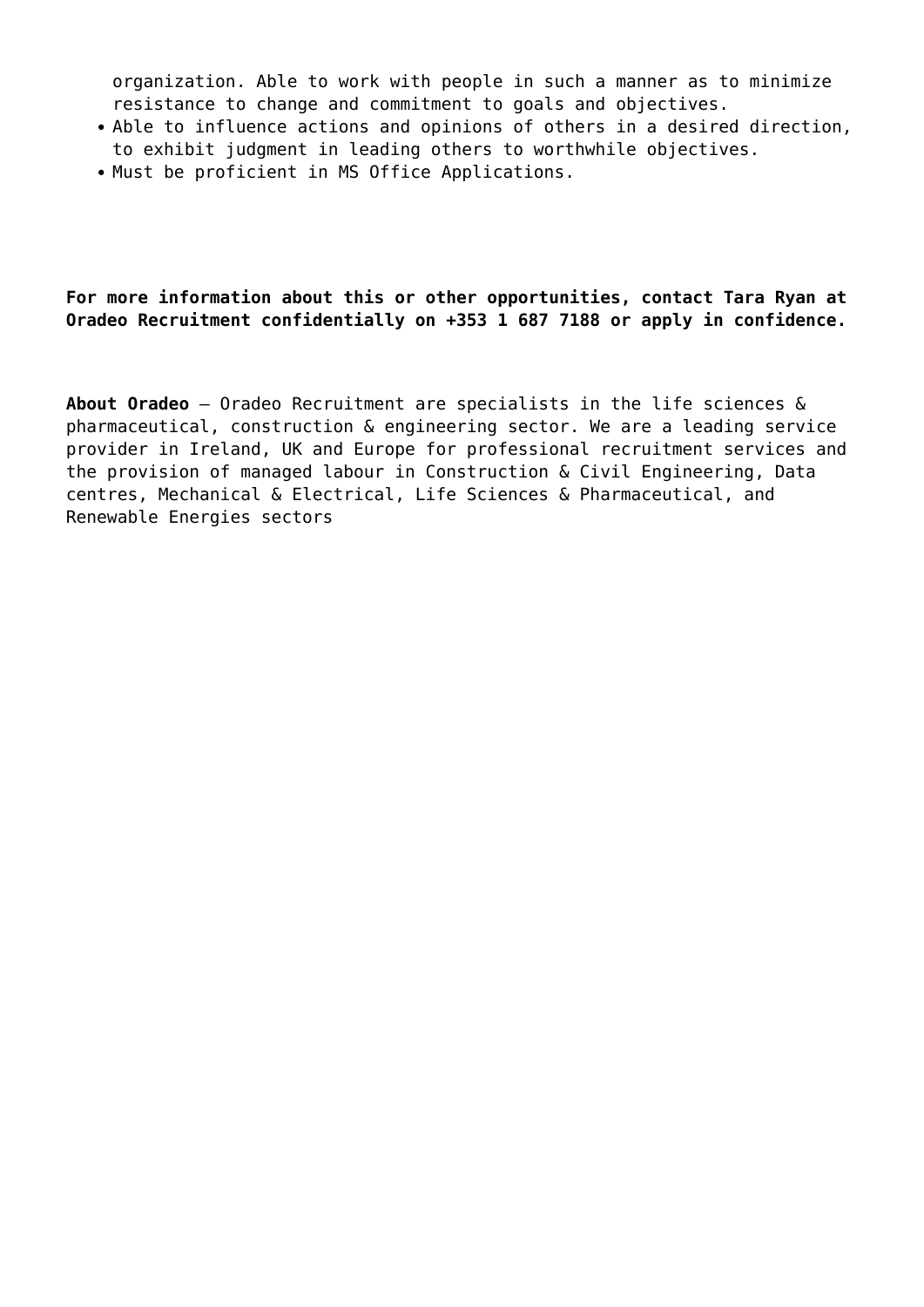organization. Able to work with people in such a manner as to minimize resistance to change and commitment to goals and objectives.
- Able to influence actions and opinions of others in a desired direction, to exhibit judgment in leading others to worthwhile objectives.
- Must be proficient in MS Office Applications.

**For more information about this or other opportunities, contact Tara Ryan at Oradeo Recruitment confidentially on +353 1 687 7188 or apply in confidence.**

**About Oradeo** – Oradeo Recruitment are specialists in the life sciences & pharmaceutical, construction & engineering sector. We are a leading service provider in Ireland, UK and Europe for professional recruitment services and the provision of managed labour in Construction & Civil Engineering, Data centres, Mechanical & Electrical, Life Sciences & Pharmaceutical, and Renewable Energies sectors